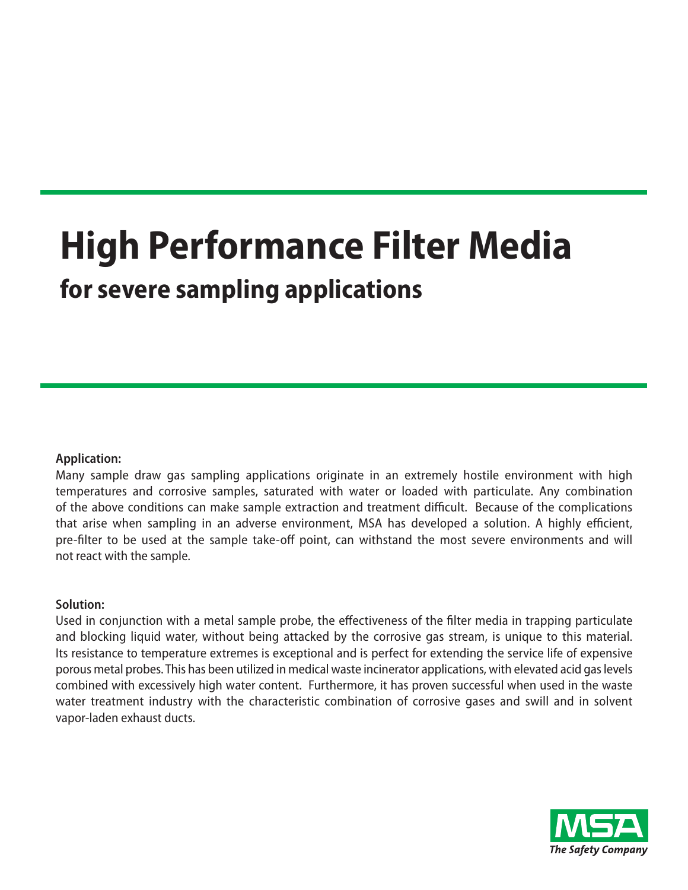# High Performance Filter Media

## for severe sampling applications

**Application:**

Many sample draw gas sampling applications originate in an extremely hostile environment with high temperatures and corrosive samples, saturated with water or loaded with particulate. Any combination of the above conditions can make sample extraction and treatment difficult. Because of the complications that arise when sampling in an adverse environment, MSA has developed a solution. A highly efficient, pre-filter to be used at the sample take-off point, can withstand the most severe environments and will not react with the sample.

**Solution:**

Used in conjunction with a metal sample probe, the effectiveness of the filter media in trapping particulate and blocking liquid water, without being attacked by the corrosive gas stream, is unique to this material. Its resistance to temperature extremes is exceptional and is perfect for extending the service life of expensive porous metal probes. This has been utilized in medical waste incinerator applications, with elevated acid gas levels combined with excessively high water content. Furthermore, it has proven successful when used in the waste water treatment industry with the characteristic combination of corrosive gases and swill and in solvent vapor-laden exhaust ducts.

MSA

*The Safety Company*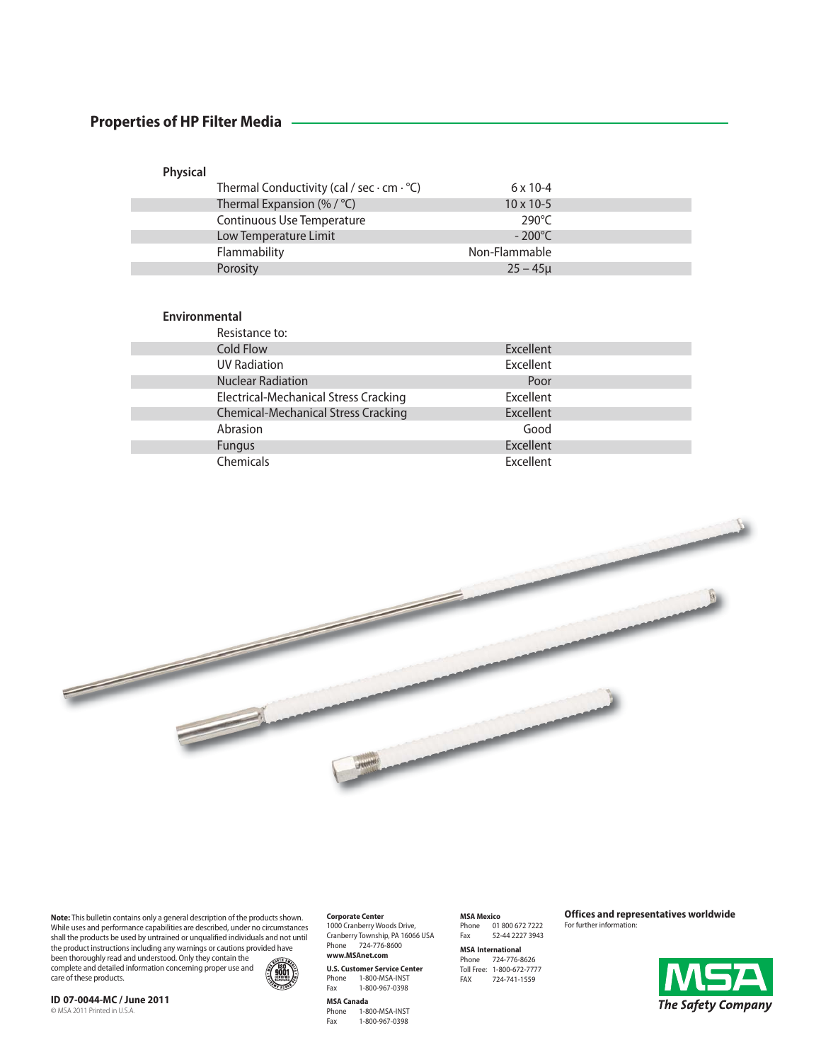## Properties of HP Filter Media

**Physical**

| | |
|---|---|
| Thermal Conductivity (cal / sec · cm · °C) | 6 x 10-4 |
| Thermal Expansion (% / °C) | 10 x 10-5 |
| Continuous Use Temperature | 290°C |
| Low Temperature Limit | - 200°C |
| Flammability | Non-Flammable |
| Porosity | 25 – 45μ |

**Environmental**

| | |
|---|---|
| Resistance to: | |
| Cold Flow | Excellent |
| UV Radiation | Excellent |
| Nuclear Radiation | Poor |
| Electrical-Mechanical Stress Cracking | Excellent |
| Chemical-Mechanical Stress Cracking | Excellent |
| Abrasion | Good |
| Fungus | Excellent |
| Chemicals | Excellent |

**Note:** This bulletin contains only a general description of the products shown. While uses and performance capabilities are described, under no circumstances shall the products be used by untrained or unqualified individuals and not until the product instructions including any warnings or cautions provided have been thoroughly read and understood. Only they contain the complete and detailed information concerning proper use and care of these products.

**ID 07-0044-MC / June 2011**
© MSA 2011 Printed in U.S.A.

**Corporate Center**
1000 Cranberry Woods Drive,
Cranberry Township, PA 16066 USA
Phone 724-776-8600
**www.MSAnet.com**

**U.S. Customer Service Center**
Phone 1-800-MSA-INST
Fax 1-800-967-0398

**MSA Canada**
Phone 1-800-MSA-INST
Fax 1-800-967-0398

**MSA Mexico**
Phone 01 800 672 7222
Fax 52-44 2227 3943

**MSA International**
Phone 724-776-8626
Toll Free: 1-800-672-7777
FAX 724-741-1559

**Offices and representatives worldwide**
For further information:

MSA
*The Safety Company*